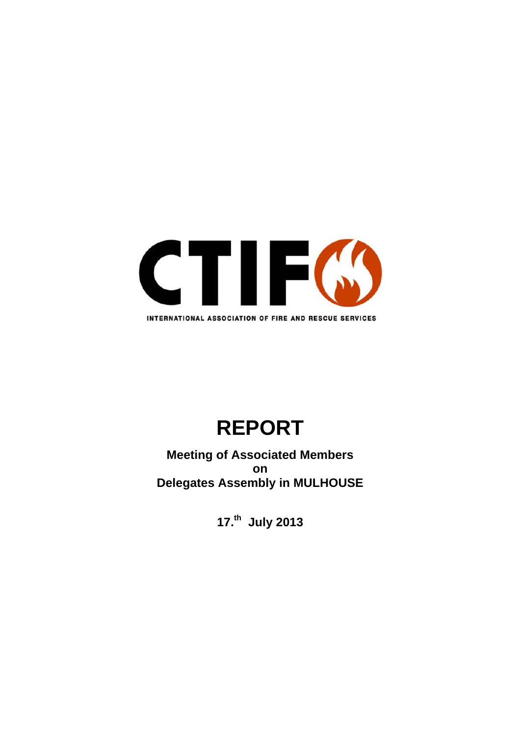CTIF

INTERNATIONAL ASSOCIATION OF FIRE AND RESCUE SERVICES

# REPORT

**Meeting of Associated Members**
**on**
**Delegates Assembly in MULHOUSE**

**17.th July 2013**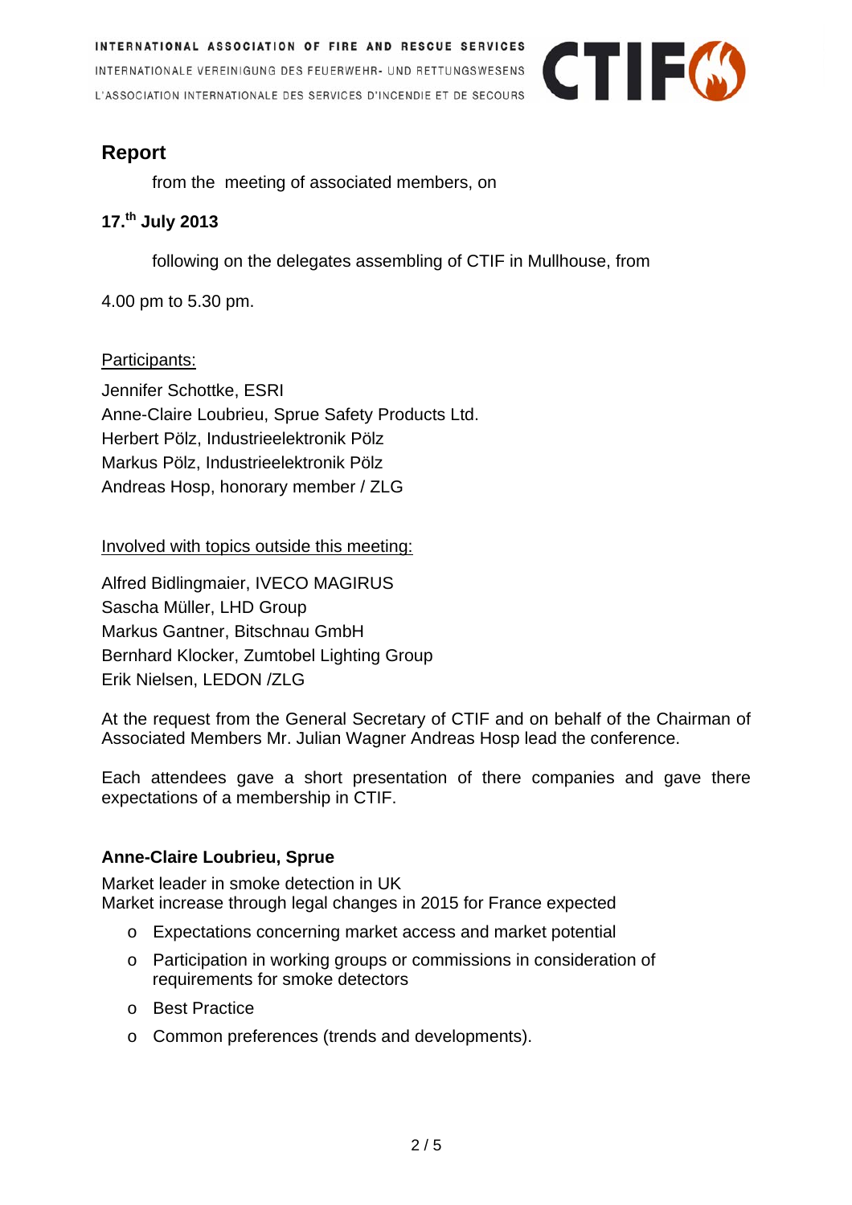## Report

from the meeting of associated members, on

**17.th July 2013**

following on the delegates assembling of CTIF in Mullhouse, from

4.00 pm to 5.30 pm.

Participants:

Jennifer Schottke, ESRI
Anne-Claire Loubrieu, Sprue Safety Products Ltd.
Herbert Pölz, Industrieelektronik Pölz
Markus Pölz, Industrieelektronik Pölz
Andreas Hosp, honorary member / ZLG

Involved with topics outside this meeting:

Alfred Bidlingmaier, IVECO MAGIRUS
Sascha Müller, LHD Group
Markus Gantner, Bitschnau GmbH
Bernhard Klocker, Zumtobel Lighting Group
Erik Nielsen, LEDON /ZLG

At the request from the General Secretary of CTIF and on behalf of the Chairman of Associated Members Mr. Julian Wagner Andreas Hosp lead the conference.

Each attendees gave a short presentation of there companies and gave there expectations of a membership in CTIF.

### Anne-Claire Loubrieu, Sprue

Market leader in smoke detection in UK
Market increase through legal changes in 2015 for France expected

- Expectations concerning market access and market potential
- Participation in working groups or commissions in consideration of requirements for smoke detectors
- Best Practice
- Common preferences (trends and developments).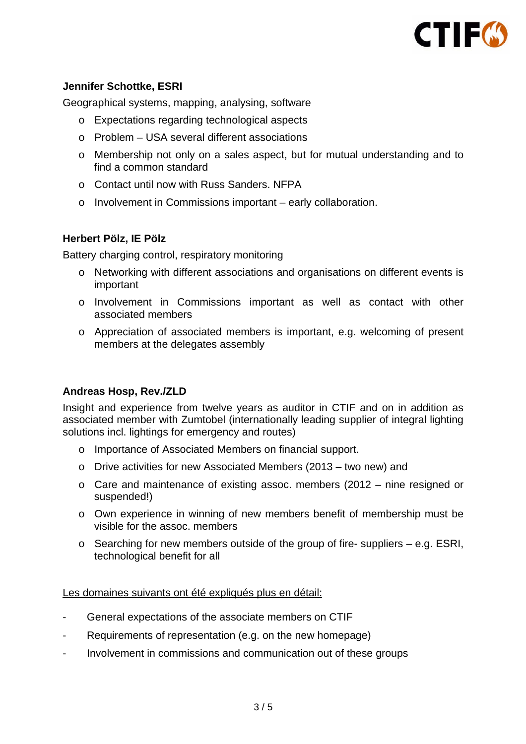**Jennifer Schottke, ESRI**

Geographical systems, mapping, analysing, software

- Expectations regarding technological aspects
- Problem – USA several different associations
- Membership not only on a sales aspect, but for mutual understanding and to find a common standard
- Contact until now with Russ Sanders. NFPA
- Involvement in Commissions important – early collaboration.

**Herbert Pölz, IE Pölz**

Battery charging control, respiratory monitoring

- Networking with different associations and organisations on different events is important
- Involvement in Commissions important as well as contact with other associated members
- Appreciation of associated members is important, e.g. welcoming of present members at the delegates assembly

**Andreas Hosp, Rev./ZLD**

Insight and experience from twelve years as auditor in CTIF and on in addition as associated member with Zumtobel (internationally leading supplier of integral lighting solutions incl. lightings for emergency and routes)

- Importance of Associated Members on financial support.
- Drive activities for new Associated Members (2013 – two new) and
- Care and maintenance of existing assoc. members (2012 – nine resigned or suspended!)
- Own experience in winning of new members benefit of membership must be visible for the assoc. members
- Searching for new members outside of the group of fire- suppliers – e.g. ESRI, technological benefit for all

<u>Les domaines suivants ont été expliqués plus en détail:</u>

- General expectations of the associate members on CTIF
- Requirements of representation (e.g. on the new homepage)
- Involvement in commissions and communication out of these groups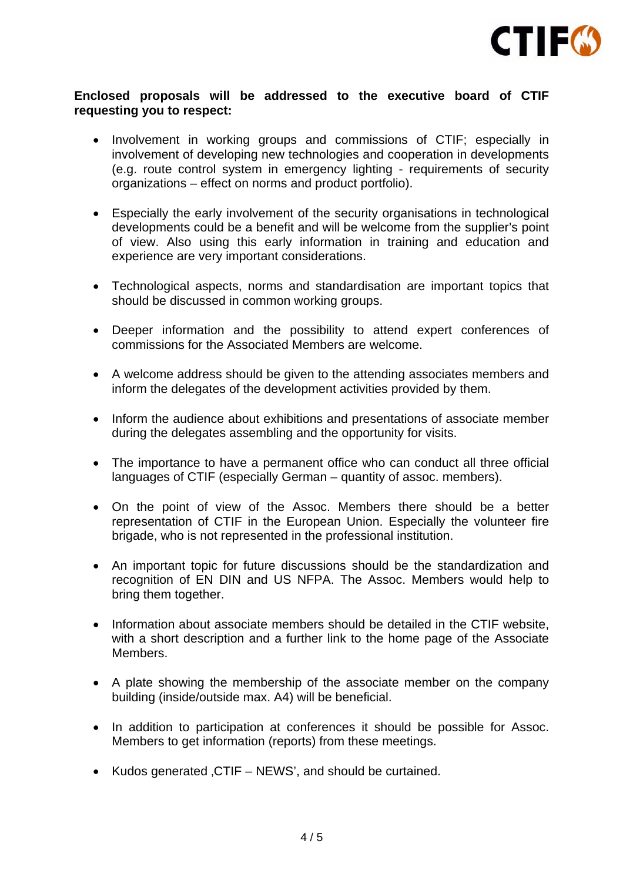**Enclosed proposals will be addressed to the executive board of CTIF requesting you to respect:**

- Involvement in working groups and commissions of CTIF; especially in involvement of developing new technologies and cooperation in developments (e.g. route control system in emergency lighting - requirements of security organizations – effect on norms and product portfolio).

- Especially the early involvement of the security organisations in technological developments could be a benefit and will be welcome from the supplier's point of view. Also using this early information in training and education and experience are very important considerations.

- Technological aspects, norms and standardisation are important topics that should be discussed in common working groups.

- Deeper information and the possibility to attend expert conferences of commissions for the Associated Members are welcome.

- A welcome address should be given to the attending associates members and inform the delegates of the development activities provided by them.

- Inform the audience about exhibitions and presentations of associate member during the delegates assembling and the opportunity for visits.

- The importance to have a permanent office who can conduct all three official languages of CTIF (especially German – quantity of assoc. members).

- On the point of view of the Assoc. Members there should be a better representation of CTIF in the European Union. Especially the volunteer fire brigade, who is not represented in the professional institution.

- An important topic for future discussions should be the standardization and recognition of EN DIN and US NFPA. The Assoc. Members would help to bring them together.

- Information about associate members should be detailed in the CTIF website, with a short description and a further link to the home page of the Associate Members.

- A plate showing the membership of the associate member on the company building (inside/outside max. A4) will be beneficial.

- In addition to participation at conferences it should be possible for Assoc. Members to get information (reports) from these meetings.

- Kudos generated ‚CTIF – NEWS', and should be curtained.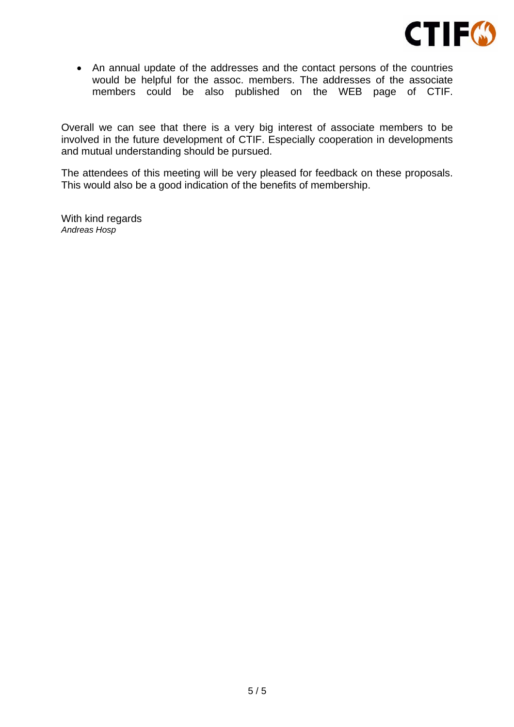- An annual update of the addresses and the contact persons of the countries would be helpful for the assoc. members. The addresses of the associate members could be also published on the WEB page of CTIF.

Overall we can see that there is a very big interest of associate members to be involved in the future development of CTIF. Especially cooperation in developments and mutual understanding should be pursued.

The attendees of this meeting will be very pleased for feedback on these proposals. This would also be a good indication of the benefits of membership.

With kind regards
*Andreas Hosp*